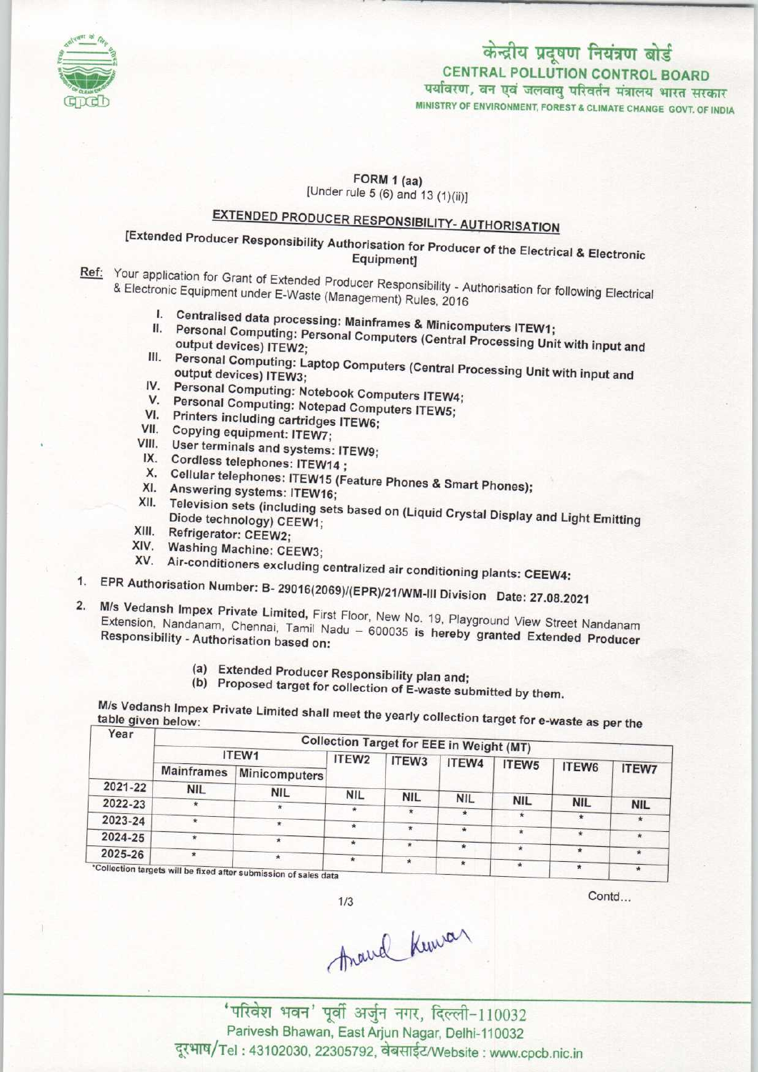# केन्द्रीय प्रदूषण नियंत्रण बोर्ड

## CENTRAL POLLUTION CONTROL BOARD

पर्यावरण, वन एवं जलवायु परिवर्तन मंत्रालय भारत सरकार

MINISTRY OF ENVIRONMENT, FOREST & CLIMATE CHANGE GOVT. OF INDIA

### FORM 1 (aa)

[Under rule 5 (6) and 13 (1)(ii)]

### EXTENDED PRODUCER RESPONSIBILITY- AUTHORISATION

[Extended Producer Responsibility Authorisation for Producer of the Electrical & Electronic Equipment]

Ref: Your application for Grant of Extended Producer Responsibility - Authorisation for following Electrical & Electronic Equipment under E-Waste (Management) Rules, 2016

- I. Centralised data processing: Mainframes & Minicomputers ITEW1;
- II. Personal Computing: Personal Computers (Central Processing Unit with input and output devices) ITEW2;
- III. Personal Computing: Laptop Computers (Central Processing Unit with input and output devices) ITEW3;
- IV. Personal Computing: Notebook Computers ITEW4;
- V. Personal Computing: Notepad Computers ITEW5;
- VI. Printers including cartridges ITEW6;
- VII. Copying equipment: ITEW7;
- VIII. User terminals and systems: ITEW9;
- IX. Cordless telephones: ITEW14 ;
- X. Cellular telephones: ITEW15 (Feature Phones & Smart Phones);
- XI. Answering systems: ITEW16;
- XII. Television sets (including sets based on (Liquid Crystal Display and Light Emitting Diode technology) CEEW1;
- XIII. Refrigerator: CEEW2;
- XIV. Washing Machine: CEEW3;
- XV. Air-conditioners excluding centralized air conditioning plants: CEEW4:

1. EPR Authorisation Number: B- 29016(2069)/(EPR)/21/WM-III Division Date: 27.08.2021

2. M/s Vedansh Impex Private Limited, First Floor, New No. 19, Playground View Street Nandanam Extension, Nandanam, Chennai, Tamil Nadu – 600035 is hereby granted Extended Producer Responsibility - Authorisation based on:

   (a) Extended Producer Responsibility plan and;
   (b) Proposed target for collection of E-waste submitted by them.

M/s Vedansh Impex Private Limited shall meet the yearly collection target for e-waste as per the table given below:

| Year | Collection Target for EEE in Weight (MT) | | | | | | | |
|---|---|---|---|---|---|---|---|---|
| | ITEW1 | | ITEW2 | ITEW3 | ITEW4 | ITEW5 | ITEW6 | ITEW7 |
| | Mainframes | Minicomputers | | | | | | |
| 2021-22 | NIL | NIL | NIL | NIL | NIL | NIL | NIL | NIL |
| 2022-23 | * | * | * | * | * | * | * | * |
| 2023-24 | * | * | * | * | * | * | * | * |
| 2024-25 | * | * | * | * | * | * | * | * |
| 2025-26 | * | * | * | * | * | * | * | * |

*Collection targets will be fixed after submission of sales data

Contd...

Anand Kumar

'परिवेश भवन' पूर्वी अर्जुन नगर, दिल्ली-110032

Parivesh Bhawan, East Arjun Nagar, Delhi-110032

दूरभाष/Tel : 43102030, 22305792, वेबसाईट/Website : www.cpcb.nic.in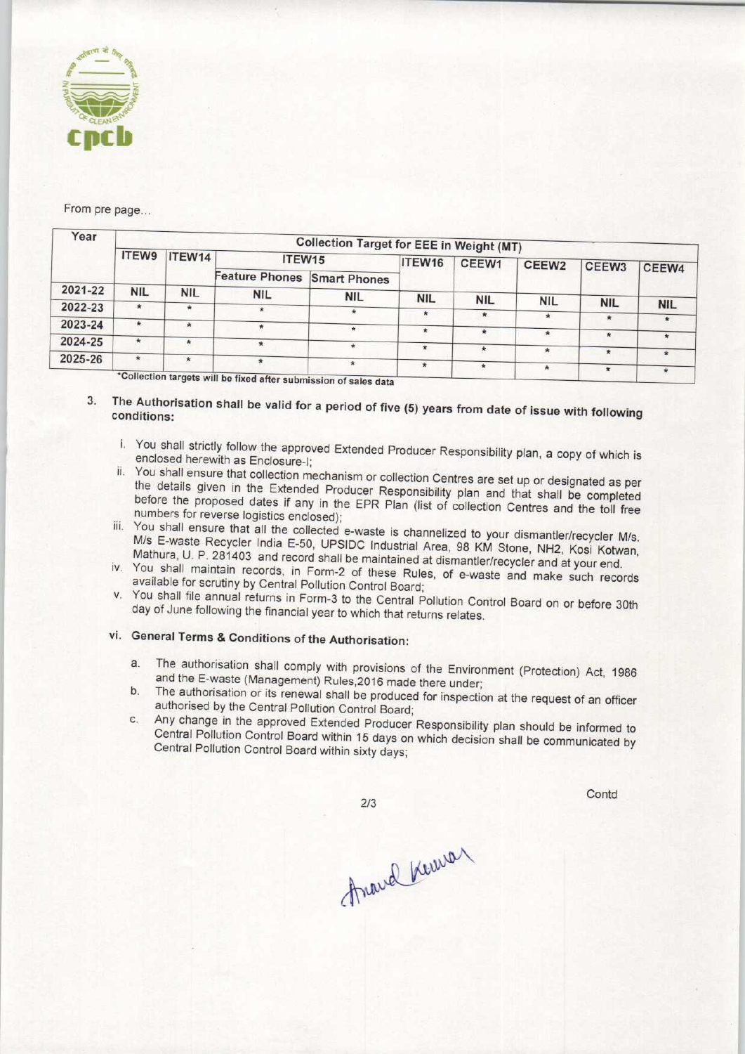From pre page...

| Year | Collection Target for EEE in Weight (MT) | | | | | | | | | |
|---|---|---|---|---|---|---|---|---|---|---|
| | ITEW9 | ITEW14 | ITEW15 | | ITEW16 | CEEW1 | CEEW2 | CEEW3 | CEEW4 |
| | | | Feature Phones | Smart Phones | | | | | |
| 2021-22 | NIL | NIL | NIL | NIL | NIL | NIL | NIL | NIL | NIL |
| 2022-23 | * | * | * | * | * | * | * | * | * |
| 2023-24 | * | * | * | * | * | * | * | * | * |
| 2024-25 | * | * | * | * | * | * | * | * | * |
| 2025-26 | * | * | * | * | * | * | * | * | * |

*Collection targets will be fixed after submission of sales data

3. The Authorisation shall be valid for a period of five (5) years from date of issue with following conditions:

   i. You shall strictly follow the approved Extended Producer Responsibility plan, a copy of which is enclosed herewith as Enclosure-I;
   ii. You shall ensure that collection mechanism or collection Centres are set up or designated as per the details given in the Extended Producer Responsibility plan and that shall be completed before the proposed dates if any in the EPR Plan (list of collection Centres and the toll free numbers for reverse logistics enclosed);
   iii. You shall ensure that all the collected e-waste is channelized to your dismantler/recycler M/s. M/s E-waste Recycler India E-50, UPSIDC Industrial Area, 98 KM Stone, NH2, Kosi Kotwan, Mathura, U. P. 281403 and record shall be maintained at dismantler/recycler and at your end.
   iv. You shall maintain records, in Form-2 of these Rules, of e-waste and make such records available for scrutiny by Central Pollution Control Board;
   v. You shall file annual returns in Form-3 to the Central Pollution Control Board on or before 30th day of June following the financial year to which that returns relates.

   vi. **General Terms & Conditions of the Authorisation:**

   a. The authorisation shall comply with provisions of the Environment (Protection) Act, 1986 and the E-waste (Management) Rules,2016 made there under;
   b. The authorisation or its renewal shall be produced for inspection at the request of an officer authorised by the Central Pollution Control Board;
   c. Any change in the approved Extended Producer Responsibility plan should be informed to Central Pollution Control Board within 15 days on which decision shall be communicated by Central Pollution Control Board within sixty days;

Contd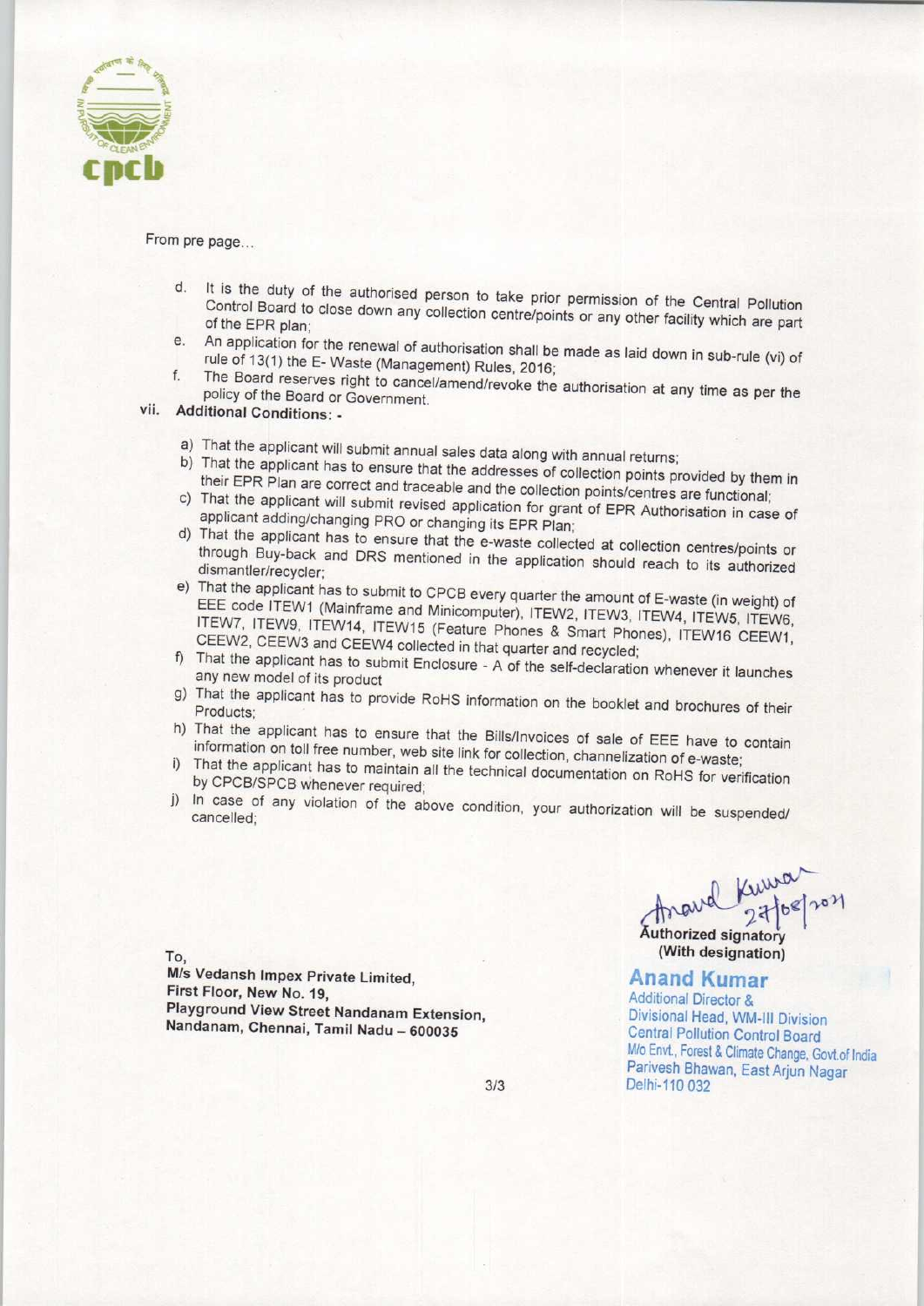From pre page...

d. It is the duty of the authorised person to take prior permission of the Central Pollution Control Board to close down any collection centre/points or any other facility which are part of the EPR plan;

e. An application for the renewal of authorisation shall be made as laid down in sub-rule (vi) of rule of 13(1) the E- Waste (Management) Rules, 2016;

f. The Board reserves right to cancel/amend/revoke the authorisation at any time as per the policy of the Board or Government.

vii. **Additional Conditions: -**

a) That the applicant will submit annual sales data along with annual returns;

b) That the applicant has to ensure that the addresses of collection points provided by them in their EPR Plan are correct and traceable and the collection points/centres are functional;

c) That the applicant will submit revised application for grant of EPR Authorisation in case of applicant adding/changing PRO or changing its EPR Plan;

d) That the applicant has to ensure that the e-waste collected at collection centres/points or through Buy-back and DRS mentioned in the application should reach to its authorized dismantler/recycler;

e) That the applicant has to submit to CPCB every quarter the amount of E-waste (in weight) of EEE code ITEW1 (Mainframe and Minicomputer), ITEW2, ITEW3, ITEW4, ITEW5, ITEW6, ITEW7, ITEW9, ITEW14, ITEW15 (Feature Phones & Smart Phones), ITEW16 CEEW1, CEEW2, CEEW3 and CEEW4 collected in that quarter and recycled;

f) That the applicant has to submit Enclosure - A of the self-declaration whenever it launches any new model of its product

g) That the applicant has to provide RoHS information on the booklet and brochures of their Products;

h) That the applicant has to ensure that the Bills/Invoices of sale of EEE have to contain information on toll free number, web site link for collection, channelization of e-waste;

i) That the applicant has to maintain all the technical documentation on RoHS for verification by CPCB/SPCB whenever required;

j) In case of any violation of the above condition, your authorization will be suspended/ cancelled;

Anand Kumar 27/08/2021

**Authorized signatory**
**(With designation)**

**Anand Kumar**
Additional Director &
Divisional Head, WM-III Division
Central Pollution Control Board
M/o Envt., Forest & Climate Change, Govt.of India
Parivesh Bhawan, East Arjun Nagar
Delhi-110 032

To,
**M/s Vedansh Impex Private Limited,**
**First Floor, New No. 19,**
**Playground View Street Nandanam Extension,**
**Nandanam, Chennai, Tamil Nadu – 600035**